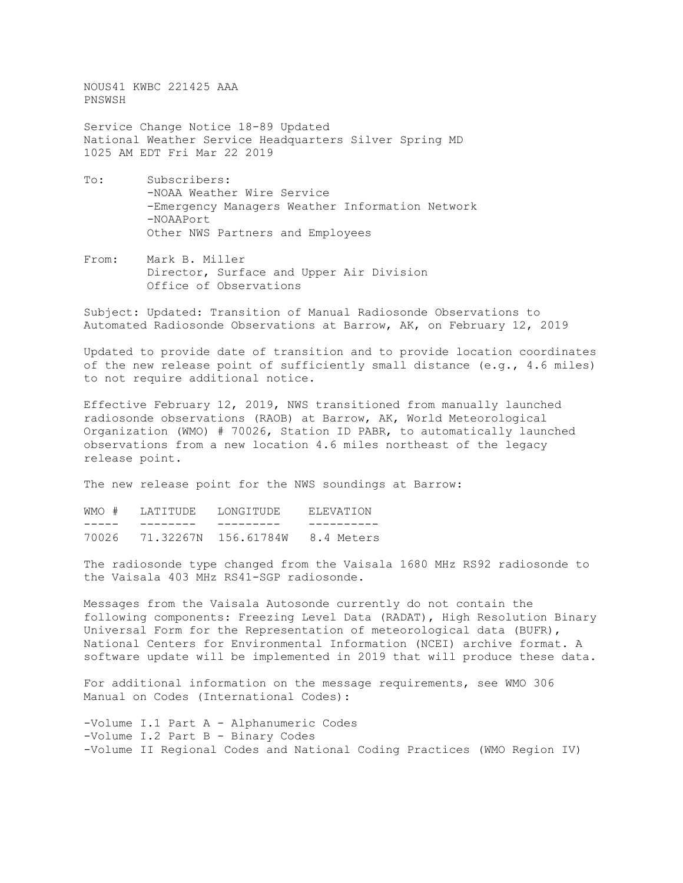NOUS41 KWBC 221425 AAA
PNSWSH

Service Change Notice 18-89 Updated
National Weather Service Headquarters Silver Spring MD
1025 AM EDT Fri Mar 22 2019

To: Subscribers:
-NOAA Weather Wire Service
-Emergency Managers Weather Information Network
-NOAAPort
Other NWS Partners and Employees

From: Mark B. Miller
Director, Surface and Upper Air Division
Office of Observations

Subject: Updated: Transition of Manual Radiosonde Observations to Automated Radiosonde Observations at Barrow, AK, on February 12, 2019

Updated to provide date of transition and to provide location coordinates of the new release point of sufficiently small distance (e.g., 4.6 miles) to not require additional notice.

Effective February 12, 2019, NWS transitioned from manually launched radiosonde observations (RAOB) at Barrow, AK, World Meteorological Organization (WMO) # 70026, Station ID PABR, to automatically launched observations from a new location 4.6 miles northeast of the legacy release point.

The new release point for the NWS soundings at Barrow:

| WMO # | LATITUDE | LONGITUDE | ELEVATION |
|---|---|---|---|
| 70026 | 71.32267N | 156.61784W | 8.4 Meters |

The radiosonde type changed from the Vaisala 1680 MHz RS92 radiosonde to the Vaisala 403 MHz RS41-SGP radiosonde.

Messages from the Vaisala Autosonde currently do not contain the following components: Freezing Level Data (RADAT), High Resolution Binary Universal Form for the Representation of meteorological data (BUFR), National Centers for Environmental Information (NCEI) archive format. A software update will be implemented in 2019 that will produce these data.

For additional information on the message requirements, see WMO 306 Manual on Codes (International Codes):

-Volume I.1 Part A - Alphanumeric Codes
-Volume I.2 Part B - Binary Codes
-Volume II Regional Codes and National Coding Practices (WMO Region IV)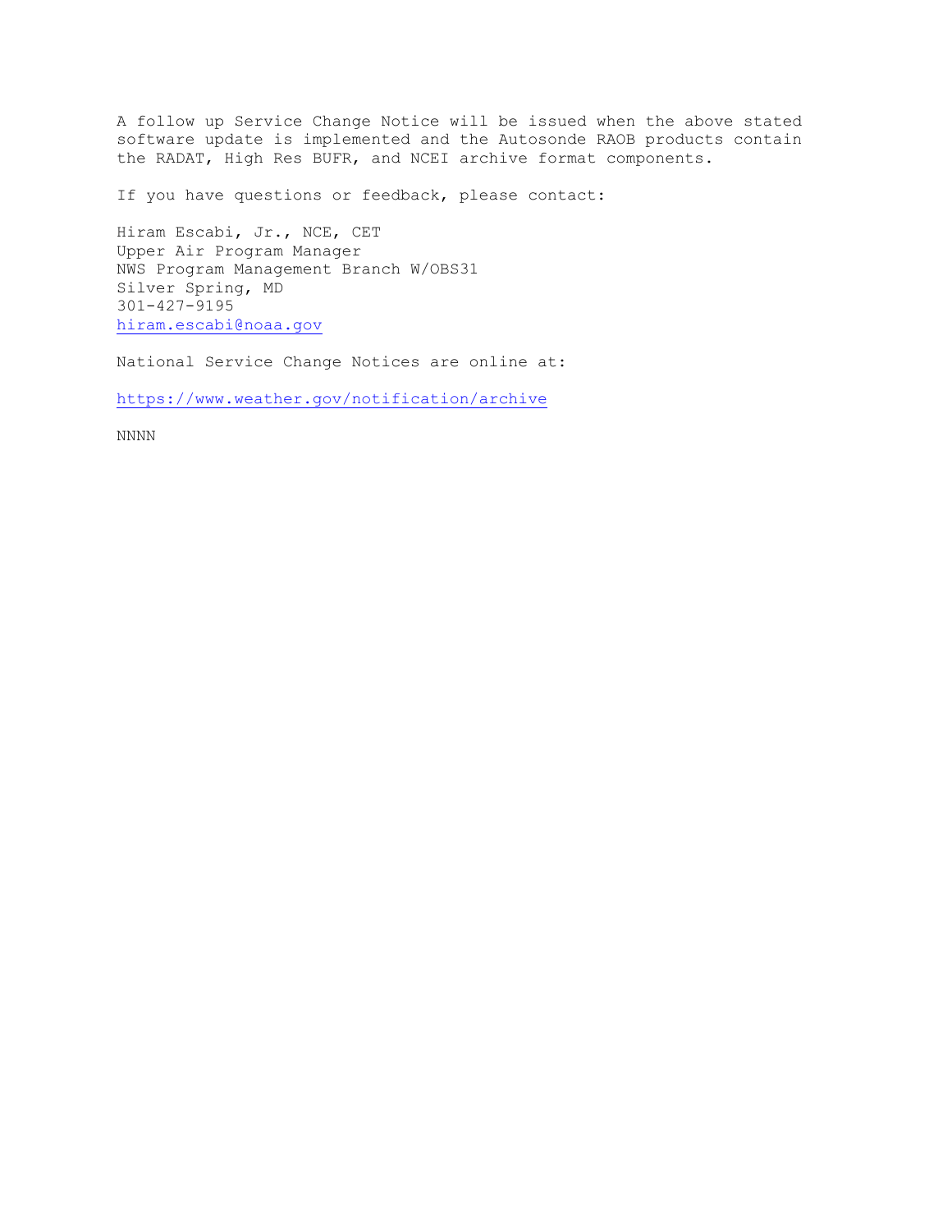A follow up Service Change Notice will be issued when the above stated software update is implemented and the Autosonde RAOB products contain the RADAT, High Res BUFR, and NCEI archive format components.

If you have questions or feedback, please contact:

Hiram Escabi, Jr., NCE, CET
Upper Air Program Manager
NWS Program Management Branch W/OBS31
Silver Spring, MD
301-427-9195
hiram.escabi@noaa.gov

National Service Change Notices are online at:

https://www.weather.gov/notification/archive

NNNN